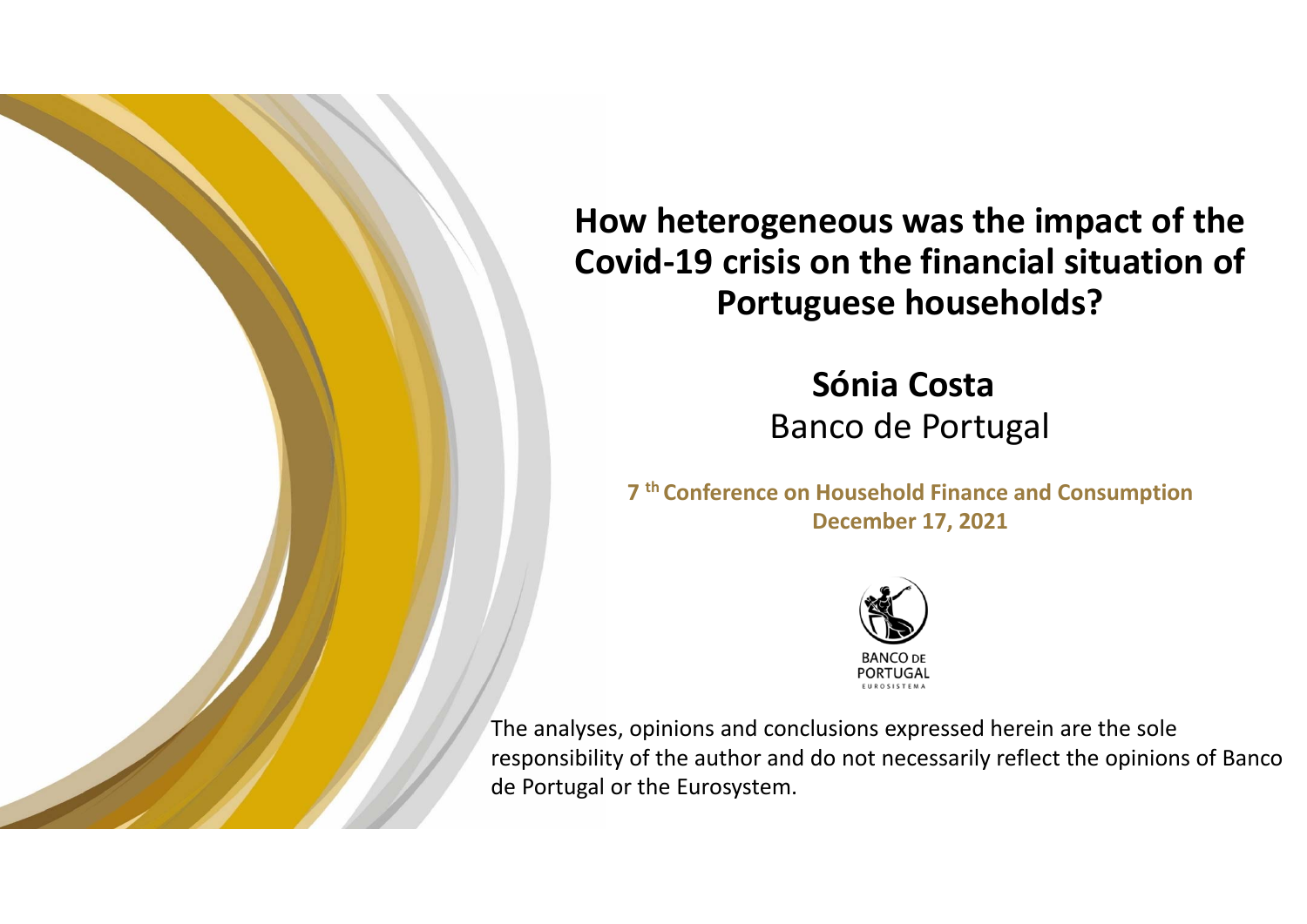# How heterogeneous was the impact of the Covid-19 crisis on the financial situation of Portuguese households?

**Sónia Costa**
Banco de Portugal

**7 th Conference on Household Finance and Consumption**
**December 17, 2021**

The analyses, opinions and conclusions expressed herein are the sole responsibility of the author and do not necessarily reflect the opinions of Banco de Portugal or the Eurosystem.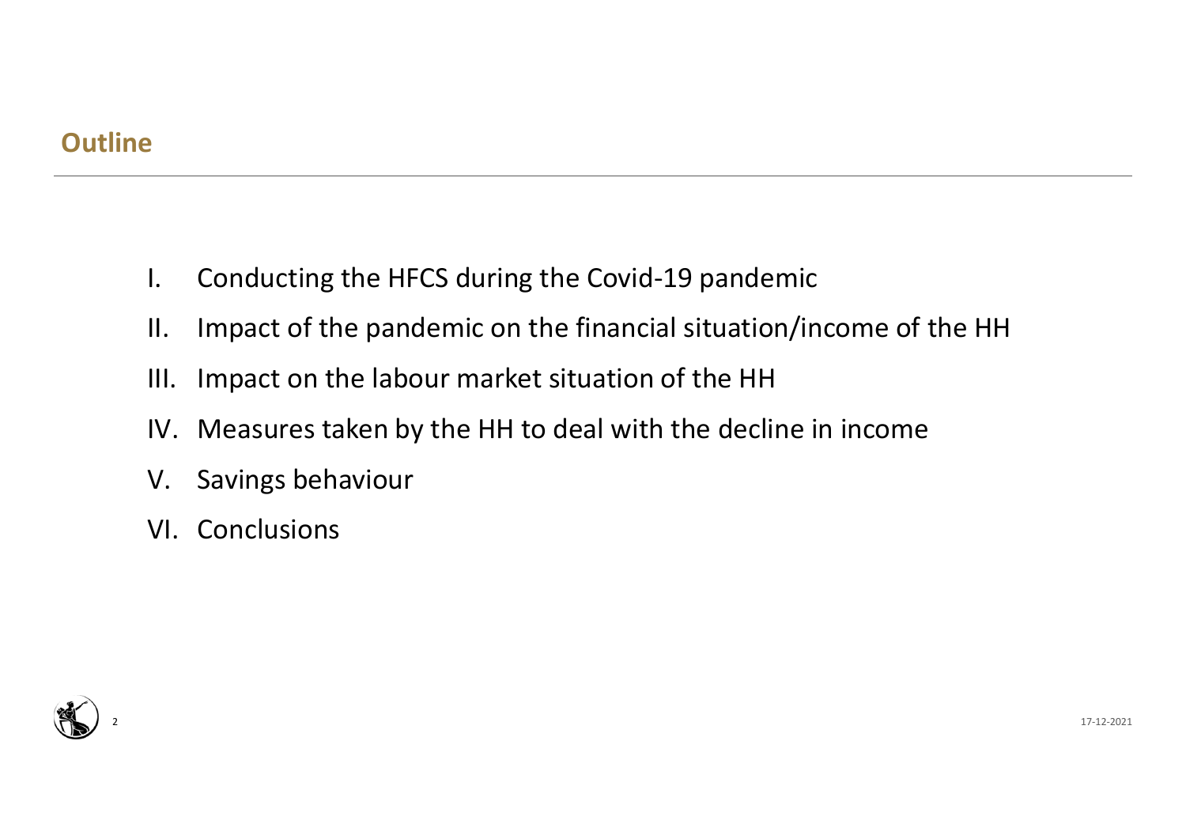## Outline

I. Conducting the HFCS during the Covid-19 pandemic

II. Impact of the pandemic on the financial situation/income of the HH

III. Impact on the labour market situation of the HH

IV. Measures taken by the HH to deal with the decline in income

V. Savings behaviour

VI. Conclusions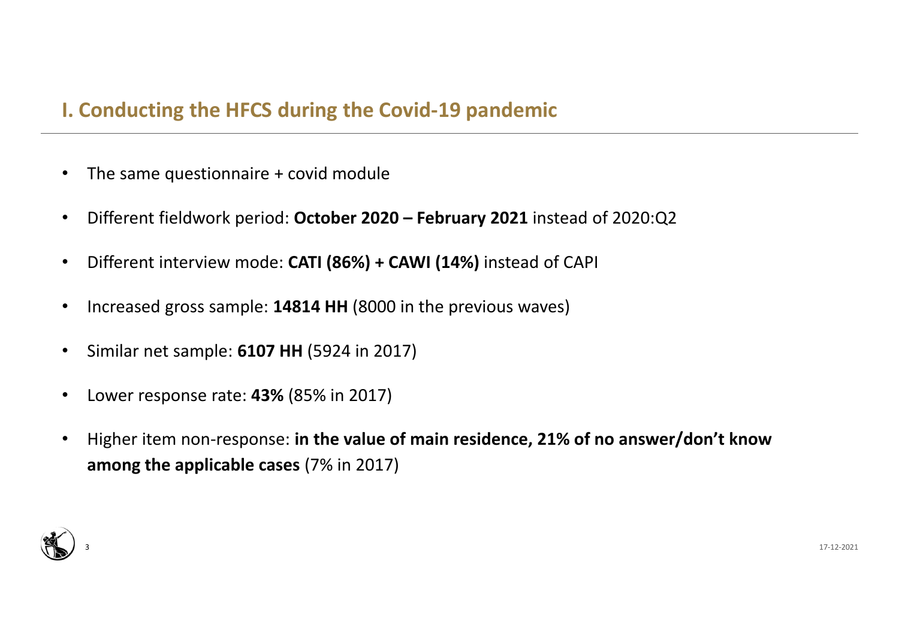## I. Conducting the HFCS during the Covid-19 pandemic

- The same questionnaire + covid module
- Different fieldwork period: **October 2020 – February 2021** instead of 2020:Q2
- Different interview mode: **CATI (86%) + CAWI (14%)** instead of CAPI
- Increased gross sample: **14814 HH** (8000 in the previous waves)
- Similar net sample: **6107 HH** (5924 in 2017)
- Lower response rate: **43%** (85% in 2017)
- Higher item non-response: **in the value of main residence, 21% of no answer/don't know among the applicable cases** (7% in 2017)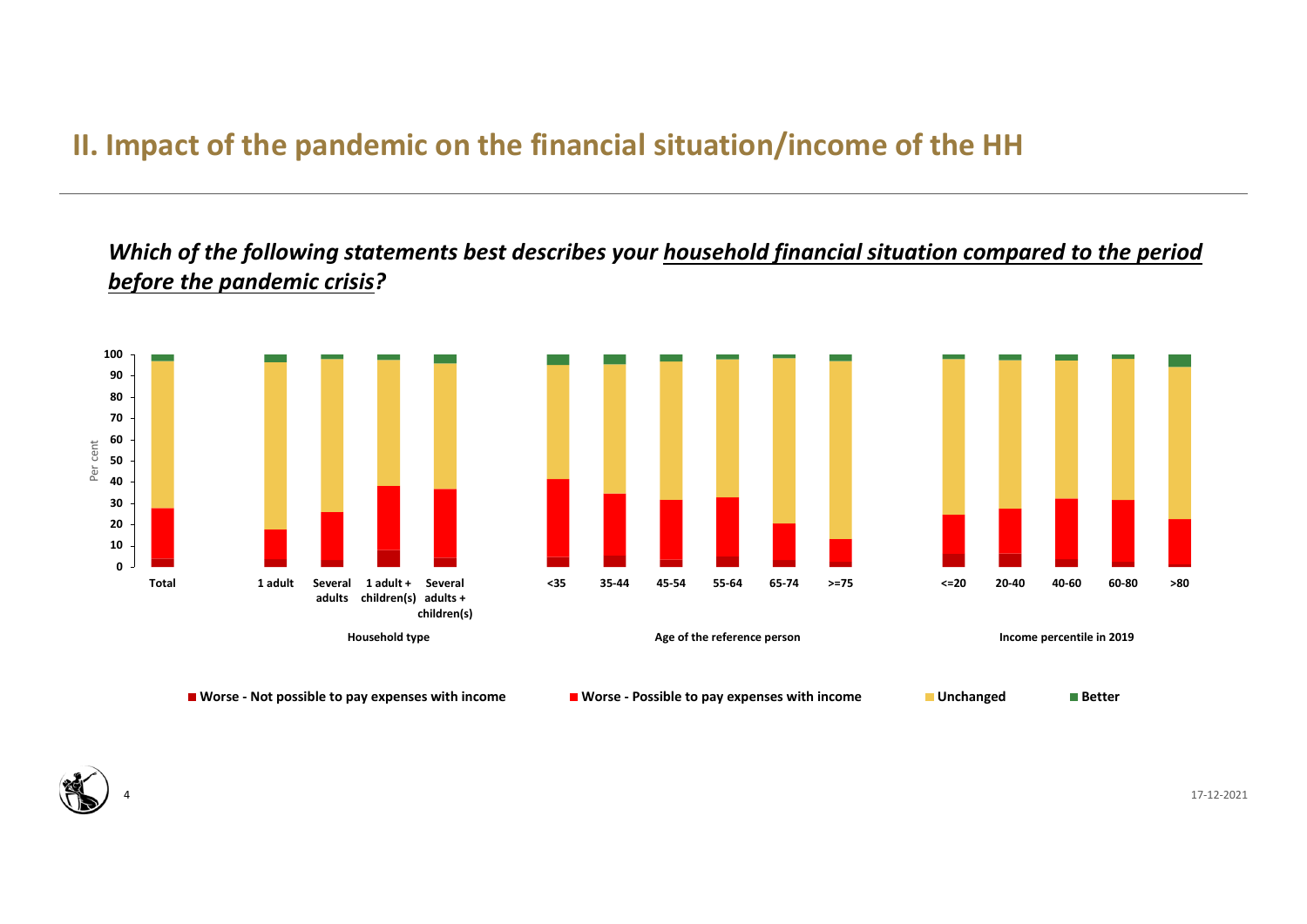## II. Impact of the pandemic on the financial situation/income of the HH

***Which of the following statements best describes your household financial situation compared to the period before the pandemic crisis?***

Per cent

| | Total | 1 adult | Several adults | 1 adult + children(s) | Several adults + children(s) | <35 | 35-44 | 45-54 | 55-64 | 65-74 | >=75 | <=20 | 20-40 | 40-60 | 60-80 | >80 |
|---|---|---|---|---|---|---|---|---|---|---|---|---|---|---|---|---|

Household type | Age of the reference person | Income percentile in 2019

■ Worse - Not possible to pay expenses with income ■ Worse - Possible to pay expenses with income ■ Unchanged ■ Better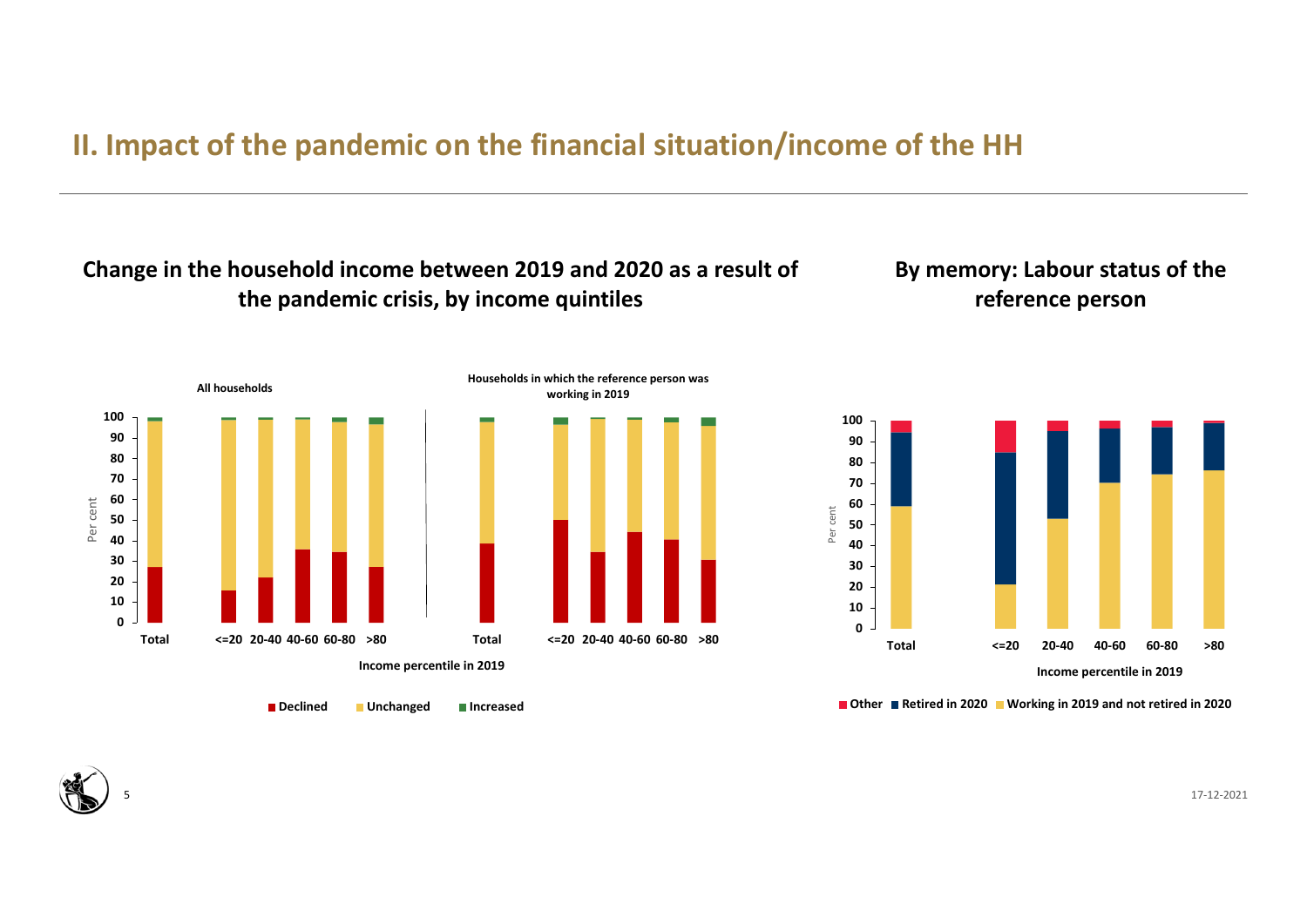# II. Impact of the pandemic on the financial situation/income of the HH

## Change in the household income between 2019 and 2020 as a result of the pandemic crisis, by income quintiles

All households

Households in which the reference person was working in 2019

Per cent

Total, <=20, 20-40, 40-60, 60-80, >80

Income percentile in 2019

Declined | Unchanged | Increased

## By memory: Labour status of the reference person

Per cent

Total, <=20, 20-40, 40-60, 60-80, >80

Income percentile in 2019

Other | Retired in 2020 | Working in 2019 and not retired in 2020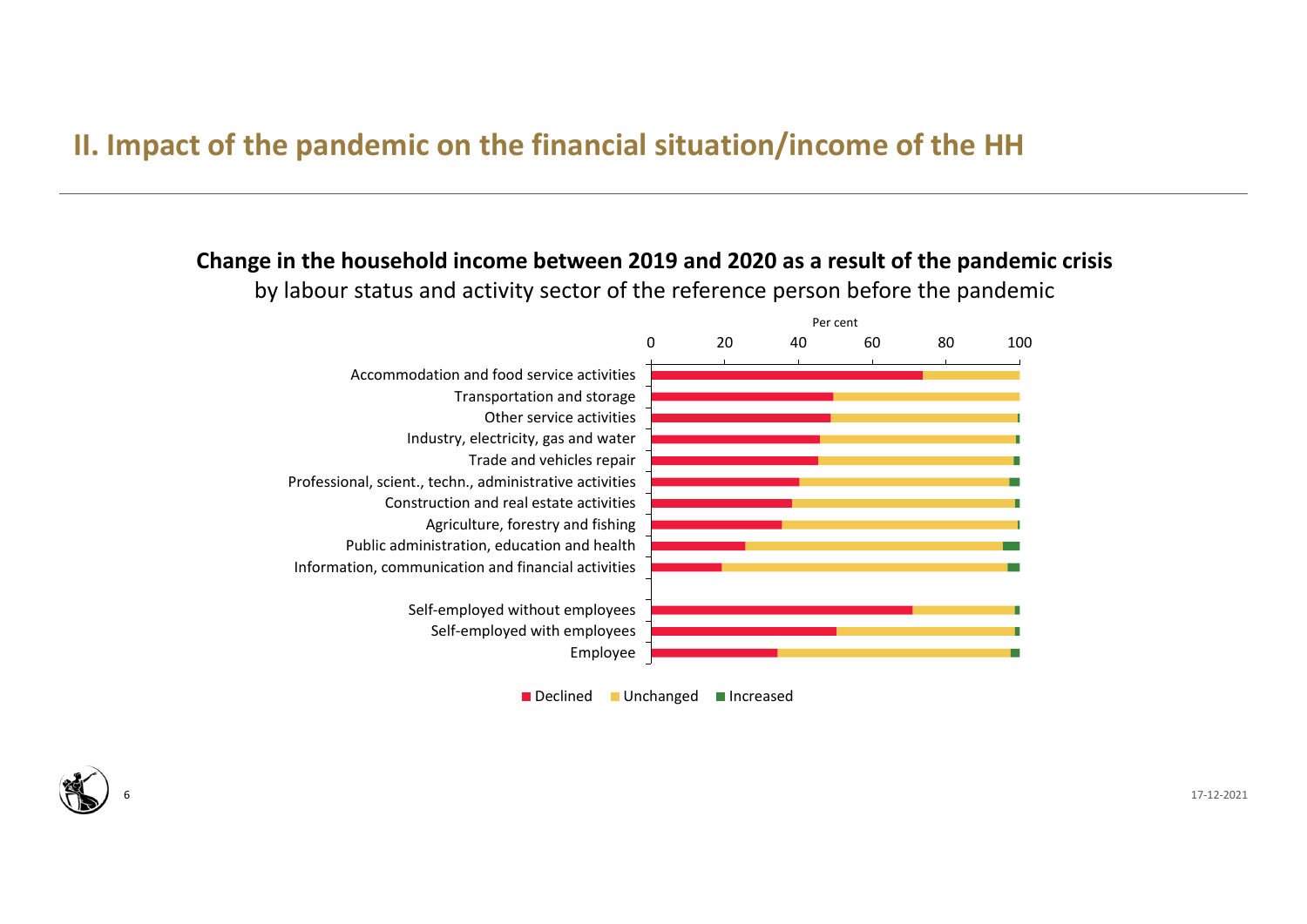## II. Impact of the pandemic on the financial situation/income of the HH

**Change in the household income between 2019 and 2020 as a result of the pandemic crisis**

by labour status and activity sector of the reference person before the pandemic

Per cent

0 20 40 60 80 100

Accommodation and food service activities

Transportation and storage

Other service activities

Industry, electricity, gas and water

Trade and vehicles repair

Professional, scient., techn., administrative activities

Construction and real estate activities

Agriculture, forestry and fishing

Public administration, education and health

Information, communication and financial activities

Self-employed without employees

Self-employed with employees

Employee

Declined Unchanged Increased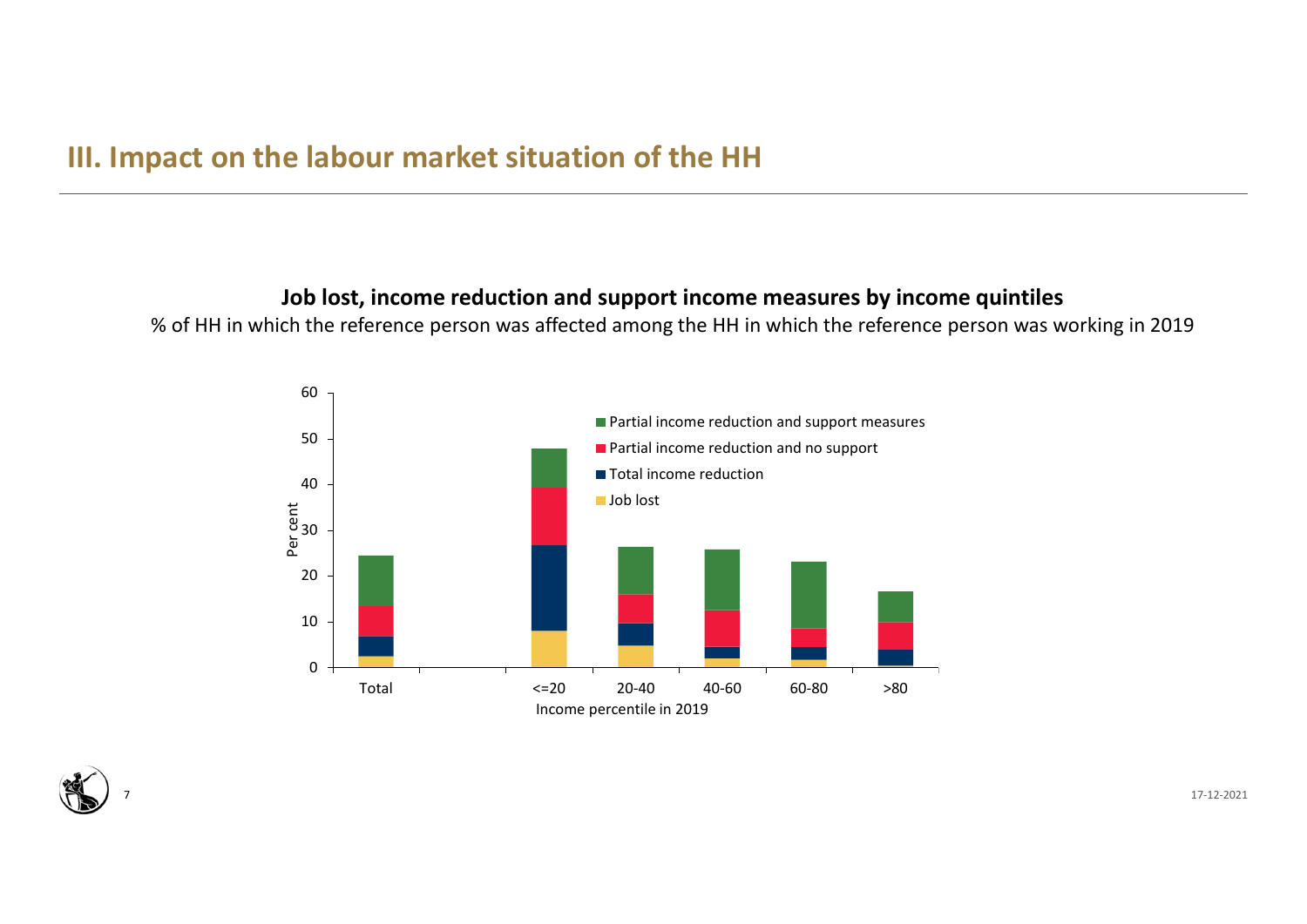# III. Impact on the labour market situation of the HH

**Job lost, income reduction and support income measures by income quintiles**

% of HH in which the reference person was affected among the HH in which the reference person was working in 2019

- Partial income reduction and support measures
- Partial income reduction and no support
- Total income reduction
- Job lost

Per cent

Total | <=20 | 20-40 | 40-60 | 60-80 | >80

Income percentile in 2019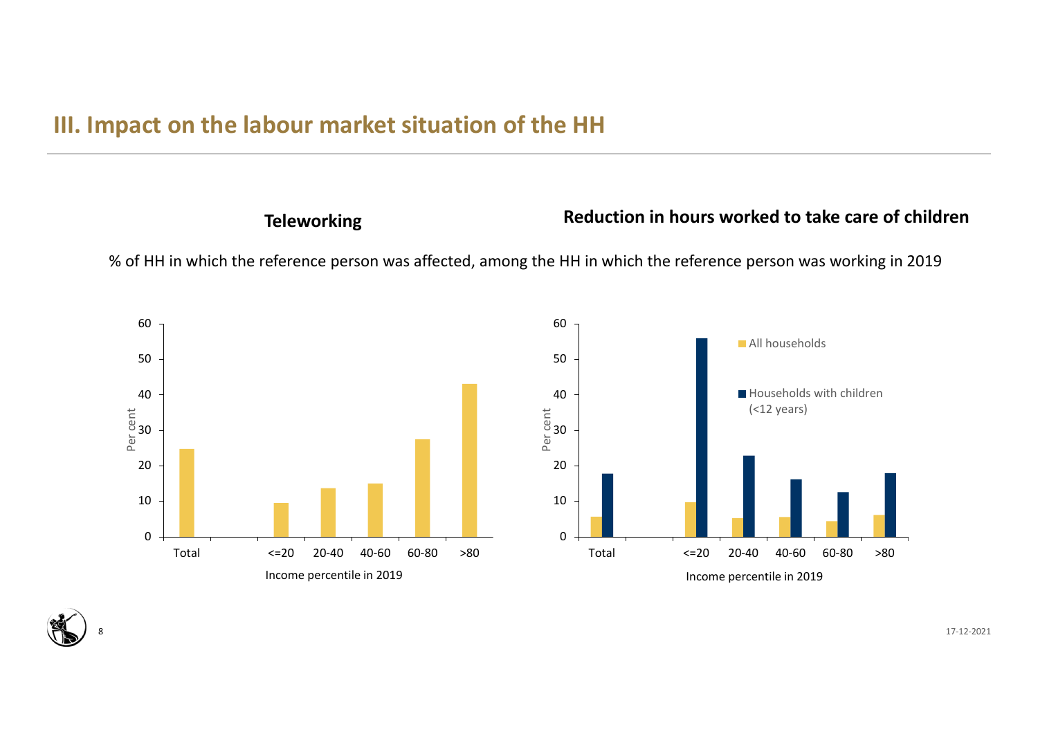# III. Impact on the labour market situation of the HH

**Teleworking**

**Reduction in hours worked to take care of children**

% of HH in which the reference person was affected, among the HH in which the reference person was working in 2019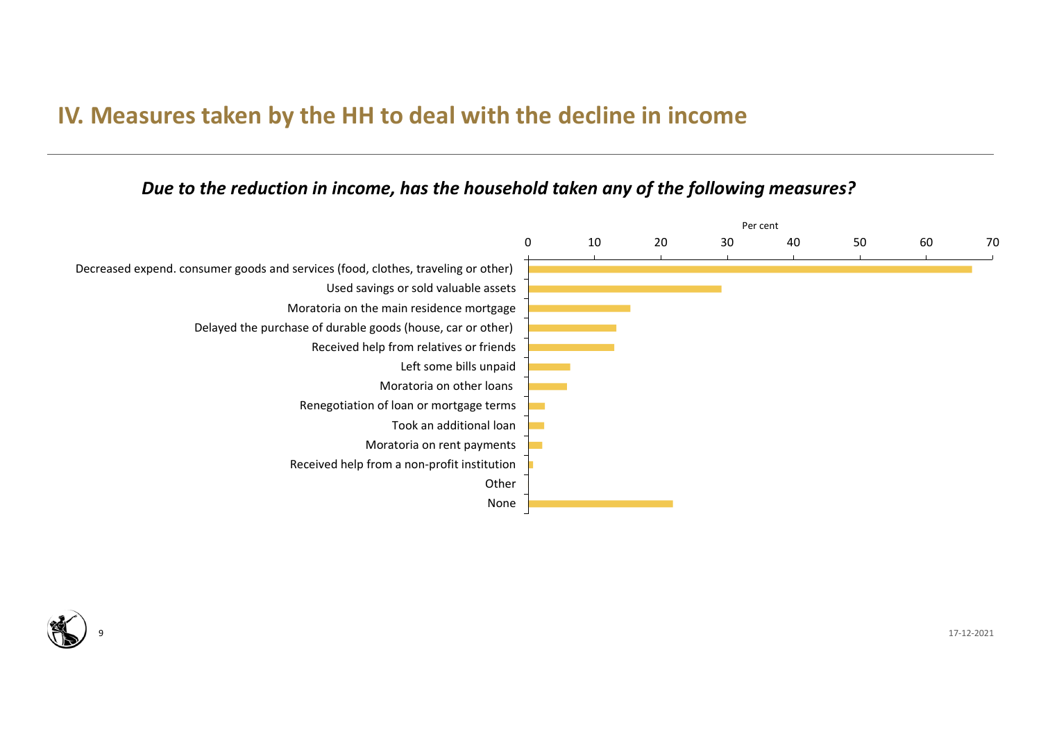# IV. Measures taken by the HH to deal with the decline in income

***Due to the reduction in income, has the household taken any of the following measures?***

Per cent

0 10 20 30 40 50 60 70

- Decreased expend. consumer goods and services (food, clothes, traveling or other)
- Used savings or sold valuable assets
- Moratoria on the main residence mortgage
- Delayed the purchase of durable goods (house, car or other)
- Received help from relatives or friends
- Left some bills unpaid
- Moratoria on other loans
- Renegotiation of loan or mortgage terms
- Took an additional loan
- Moratoria on rent payments
- Received help from a non-profit institution
- Other
- None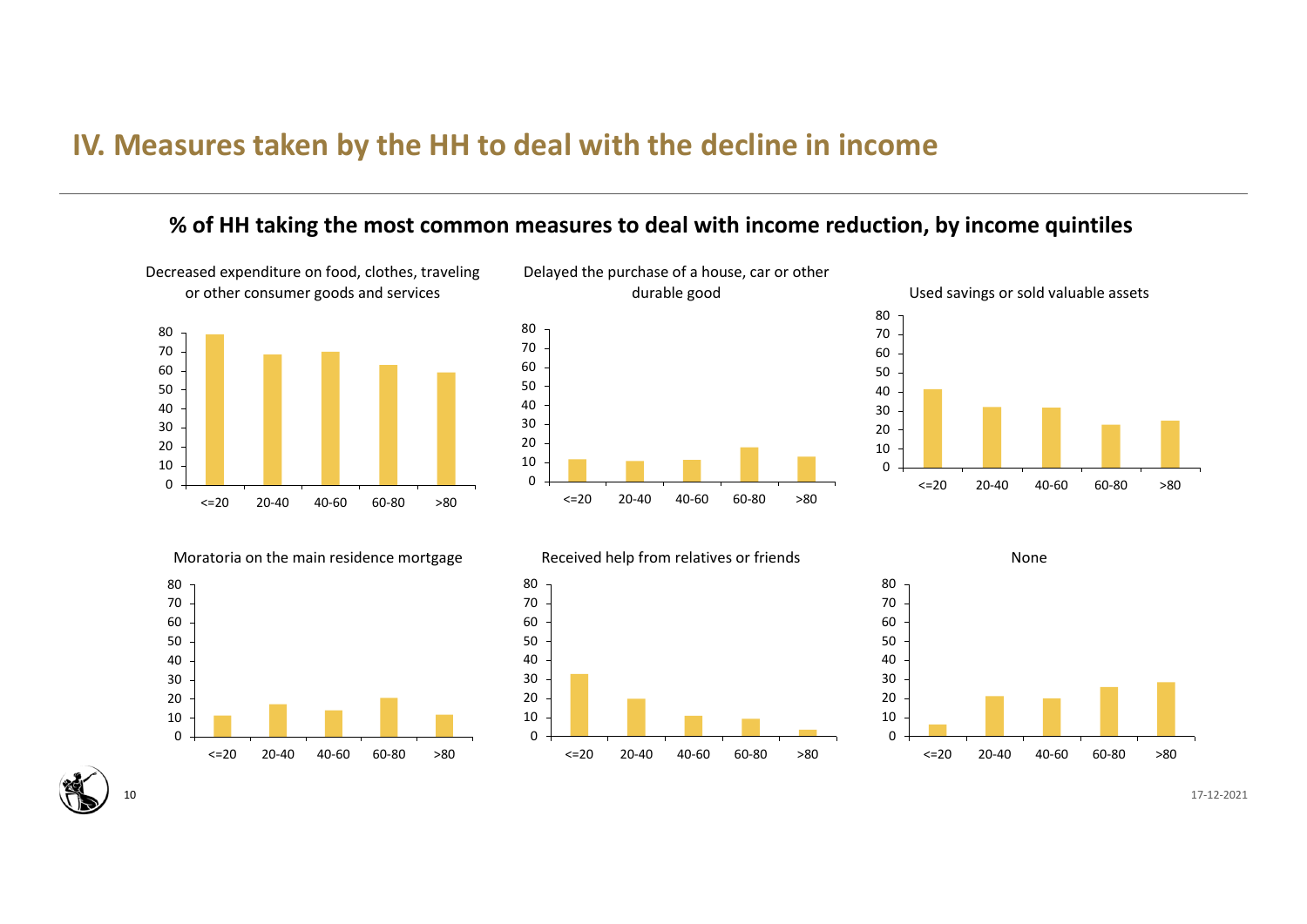# IV. Measures taken by the HH to deal with the decline in income

## % of HH taking the most common measures to deal with income reduction, by income quintiles

Decreased expenditure on food, clothes, traveling or other consumer goods and services

Delayed the purchase of a house, car or other durable good

Used savings or sold valuable assets

Moratoria on the main residence mortgage

Received help from relatives or friends

None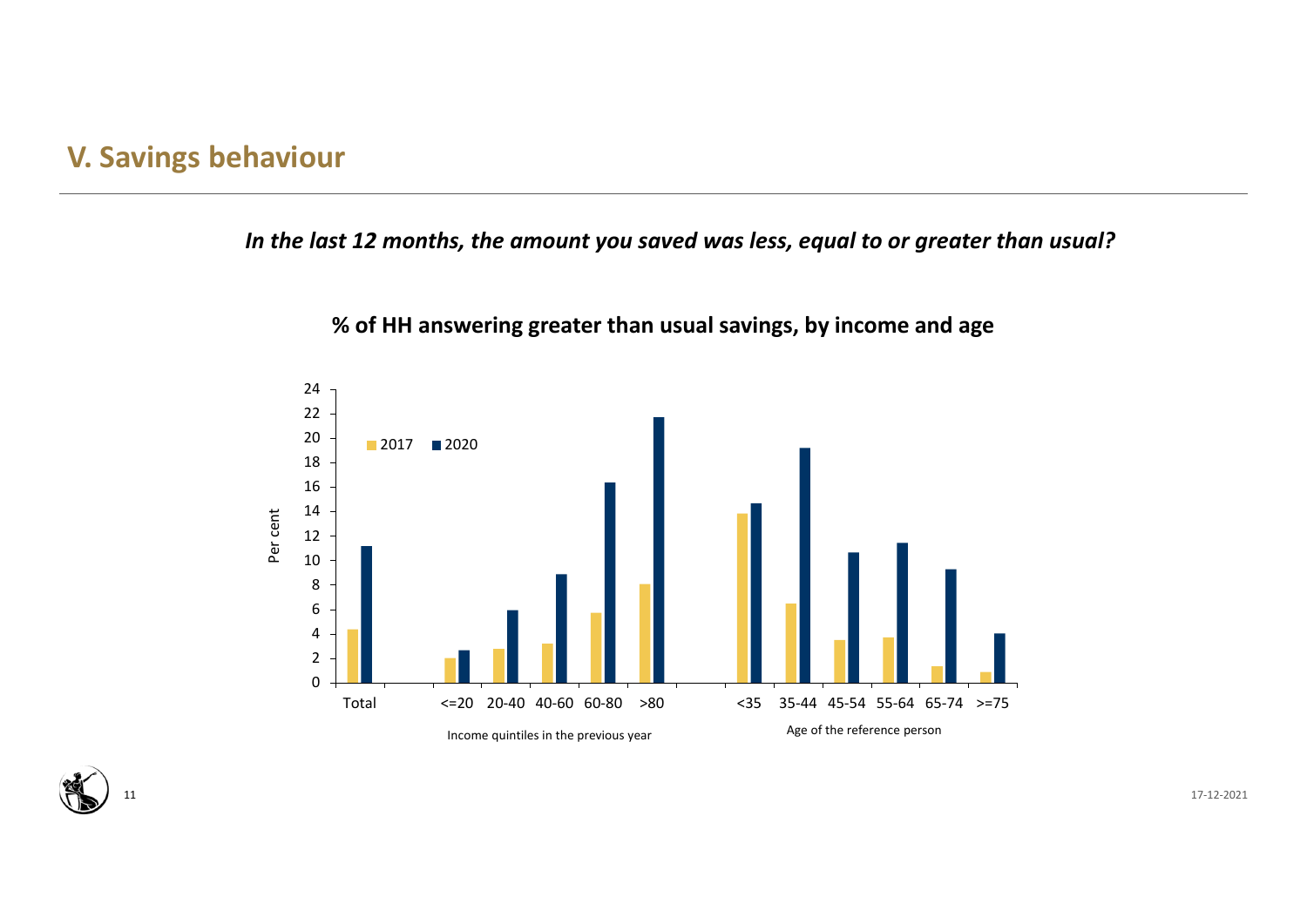## V. Savings behaviour

*In the last 12 months, the amount you saved was less, equal to or greater than usual?*

**% of HH answering greater than usual savings, by income and age**

| | 2017 | 2020 |
|---|---|---|
| Total | 4.4 | 11.2 |
| **Income quintiles in the previous year** | | |
| <=20 | 2.0 | 2.7 |
| 20-40 | 2.8 | 5.9 |
| 40-60 | 3.2 | 8.9 |
| 60-80 | 5.7 | 16.4 |
| >80 | 8.0 | 21.7 |
| **Age of the reference person** | | |
| <35 | 13.8 | 14.7 |
| 35-44 | 6.5 | 19.2 |
| 45-54 | 3.5 | 10.7 |
| 55-64 | 3.7 | 11.4 |
| 65-74 | 1.3 | 9.3 |
| >=75 | 0.9 | 4.1 |

Per cent (values approximate, read from chart)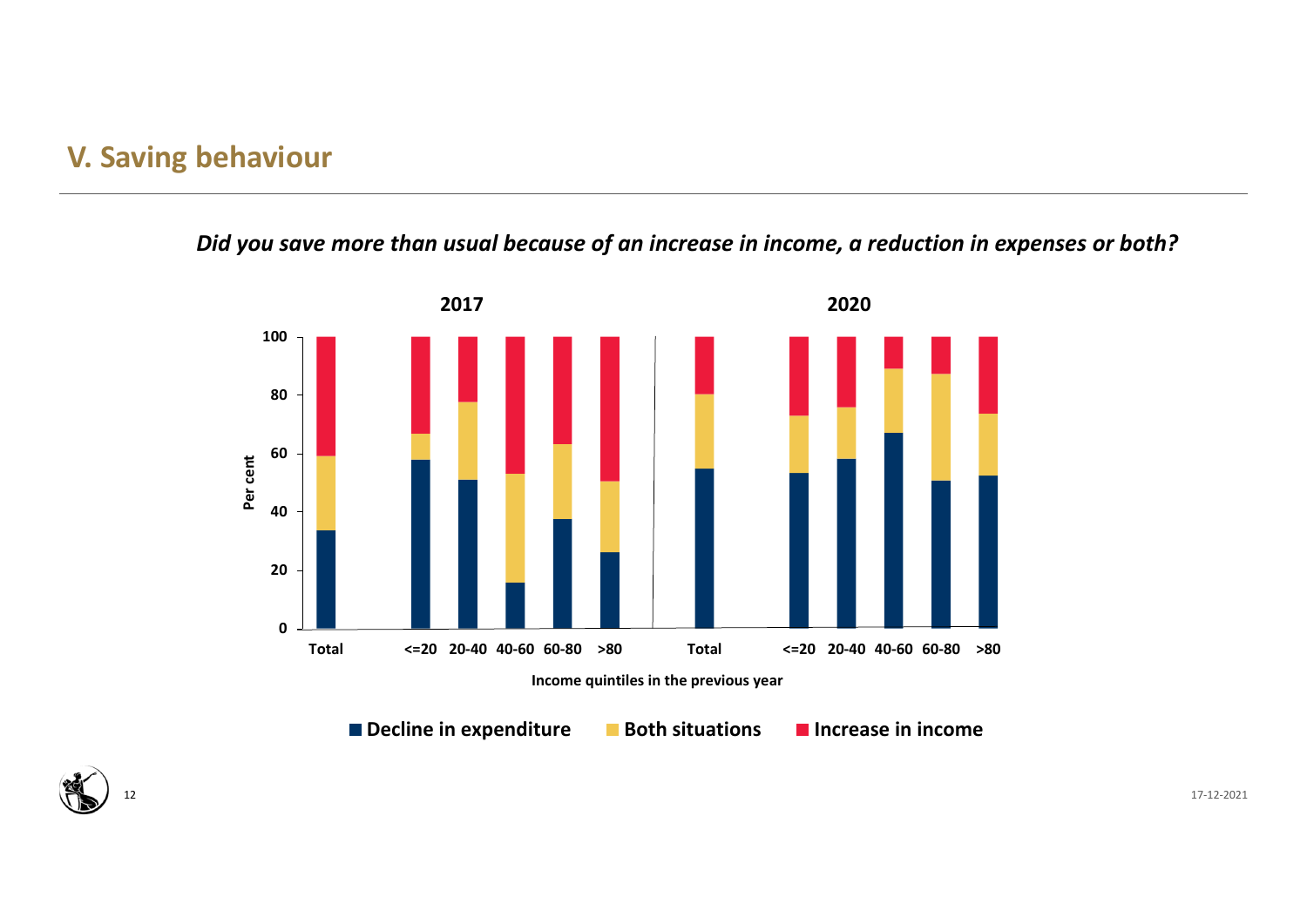## V. Saving behaviour

*Did you save more than usual because of an increase in income, a reduction in expenses or both?*

**2017** | **2020**

Per cent

Total, <=20, 20-40, 40-60, 60-80, >80

Income quintiles in the previous year

■ Decline in expenditure ■ Both situations ■ Increase in income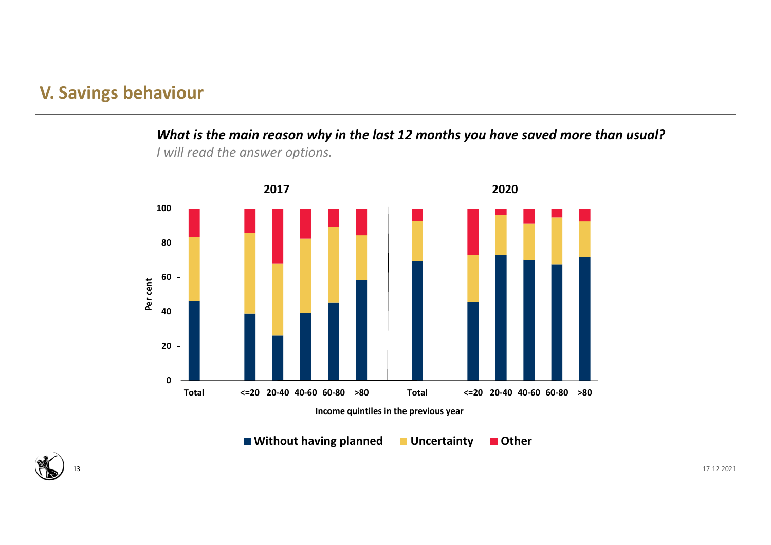## V. Savings behaviour

***What is the main reason why in the last 12 months you have saved more than usual?***

*I will read the answer options.*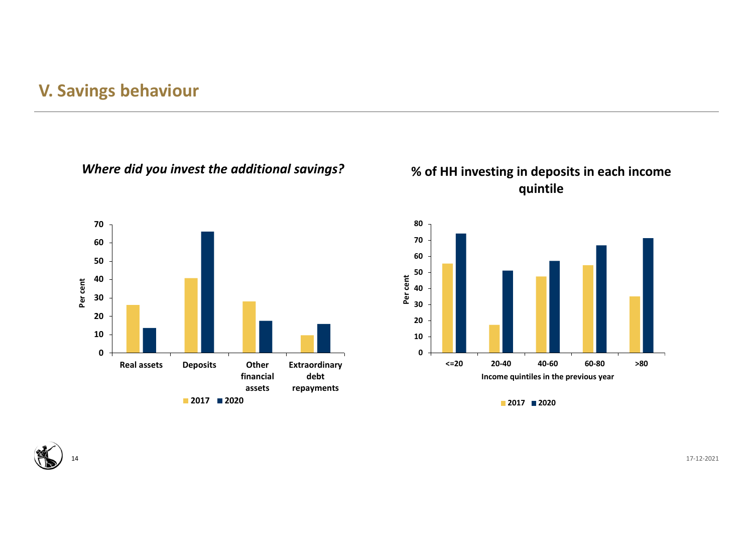## V. Savings behaviour

*Where did you invest the additional savings?*

**% of HH investing in deposits in each income quintile**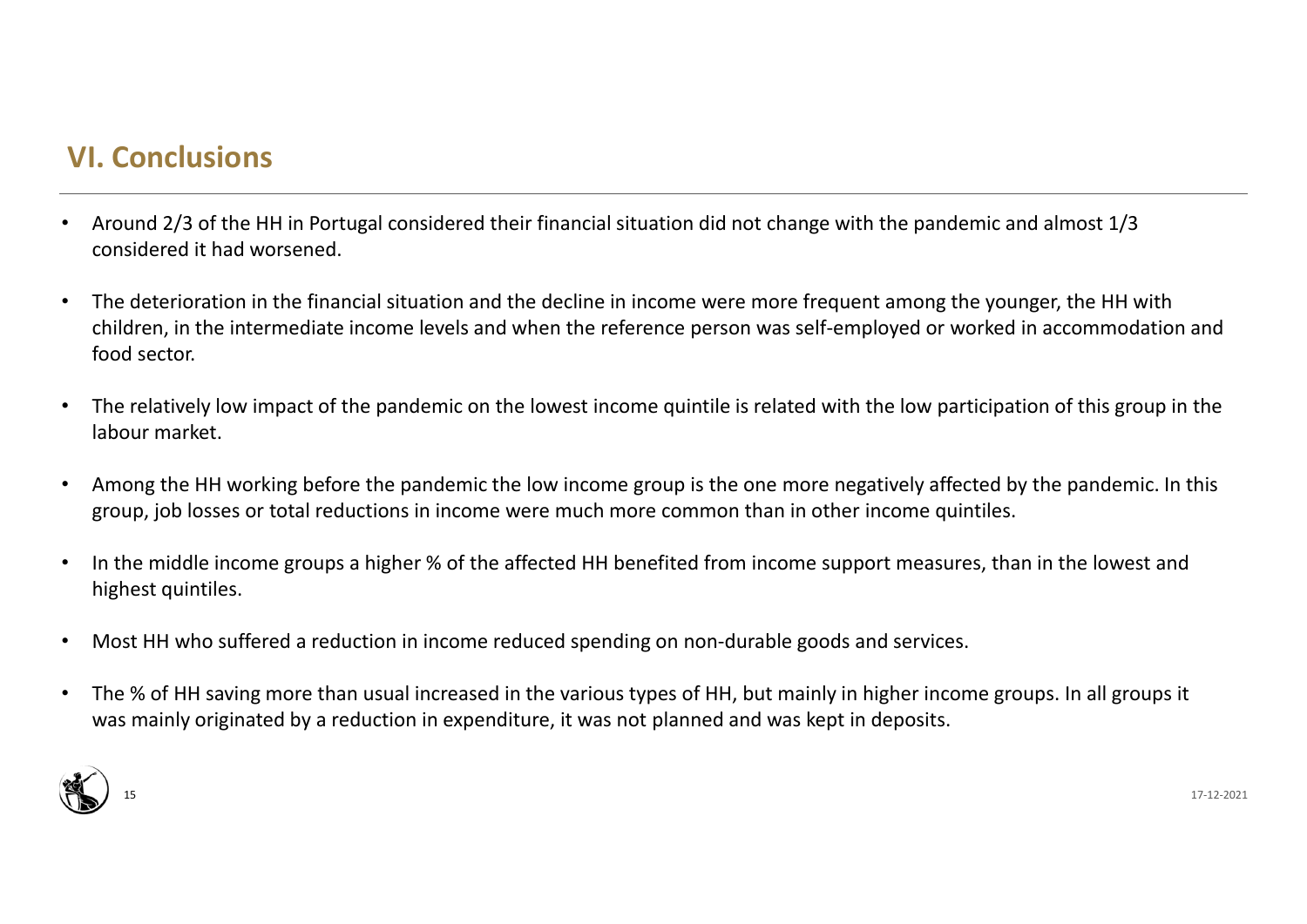## VI. Conclusions

- Around 2/3 of the HH in Portugal considered their financial situation did not change with the pandemic and almost 1/3 considered it had worsened.
- The deterioration in the financial situation and the decline in income were more frequent among the younger, the HH with children, in the intermediate income levels and when the reference person was self-employed or worked in accommodation and food sector.
- The relatively low impact of the pandemic on the lowest income quintile is related with the low participation of this group in the labour market.
- Among the HH working before the pandemic the low income group is the one more negatively affected by the pandemic. In this group, job losses or total reductions in income were much more common than in other income quintiles.
- In the middle income groups a higher % of the affected HH benefited from income support measures, than in the lowest and highest quintiles.
- Most HH who suffered a reduction in income reduced spending on non-durable goods and services.
- The % of HH saving more than usual increased in the various types of HH, but mainly in higher income groups. In all groups it was mainly originated by a reduction in expenditure, it was not planned and was kept in deposits.